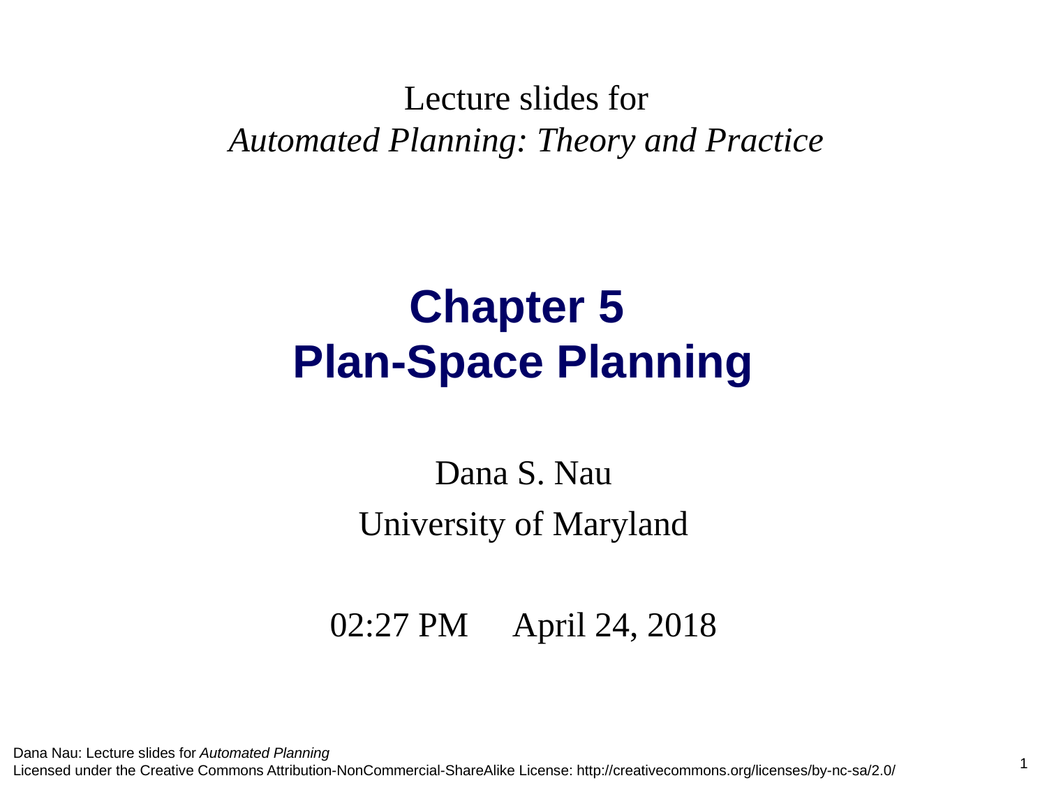Lecture slides for

*Automated Planning: Theory and Practice*

# Chapter 5
# Plan-Space Planning

Dana S. Nau

University of Maryland

02:27 PM April 24, 2018

Dana Nau: Lecture slides for *Automated Planning*
Licensed under the Creative Commons Attribution-NonCommercial-ShareAlike License: http://creativecommons.org/licenses/by-nc-sa/2.0/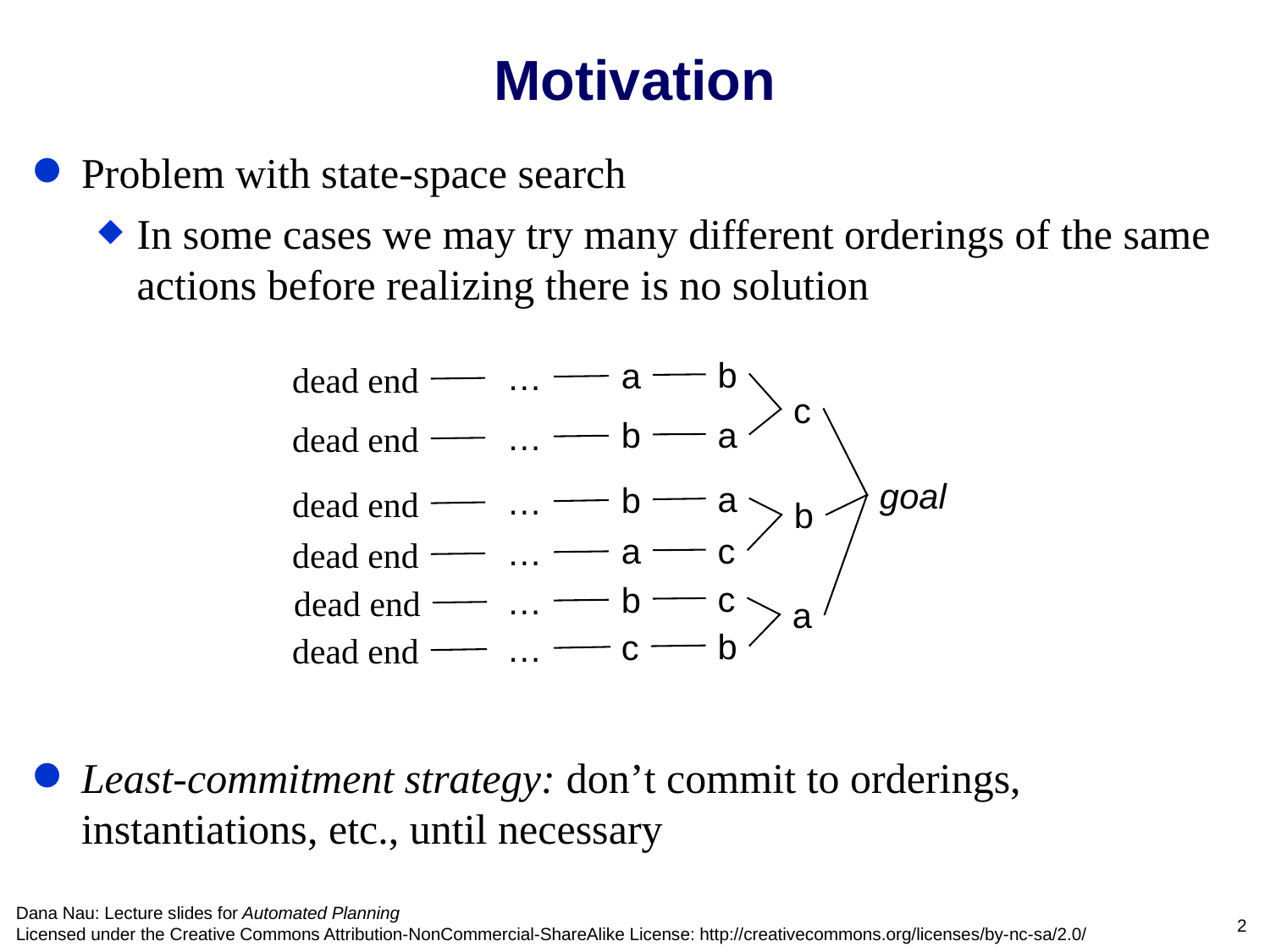# Motivation

- Problem with state-space search
  - In some cases we may try many different orderings of the same actions before realizing there is no solution

```
dead end — … — a — b \
                      > c \
dead end — … — b — a /     \
                            \
dead end — … — b — a \       \
                      > b —— > goal
dead end — … — a — c /       /
                            /
dead end — … — b — c \     /
                      > a /
dead end — … — c — b /
```

- *Least-commitment strategy:* don’t commit to orderings, instantiations, etc., until necessary

Dana Nau: Lecture slides for *Automated Planning*
Licensed under the Creative Commons Attribution-NonCommercial-ShareAlike License: http://creativecommons.org/licenses/by-nc-sa/2.0/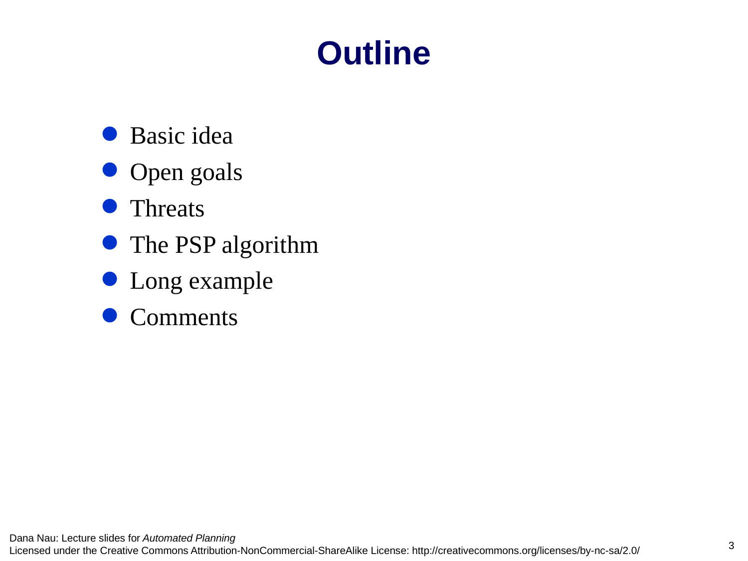# Outline

- Basic idea
- Open goals
- Threats
- The PSP algorithm
- Long example
- Comments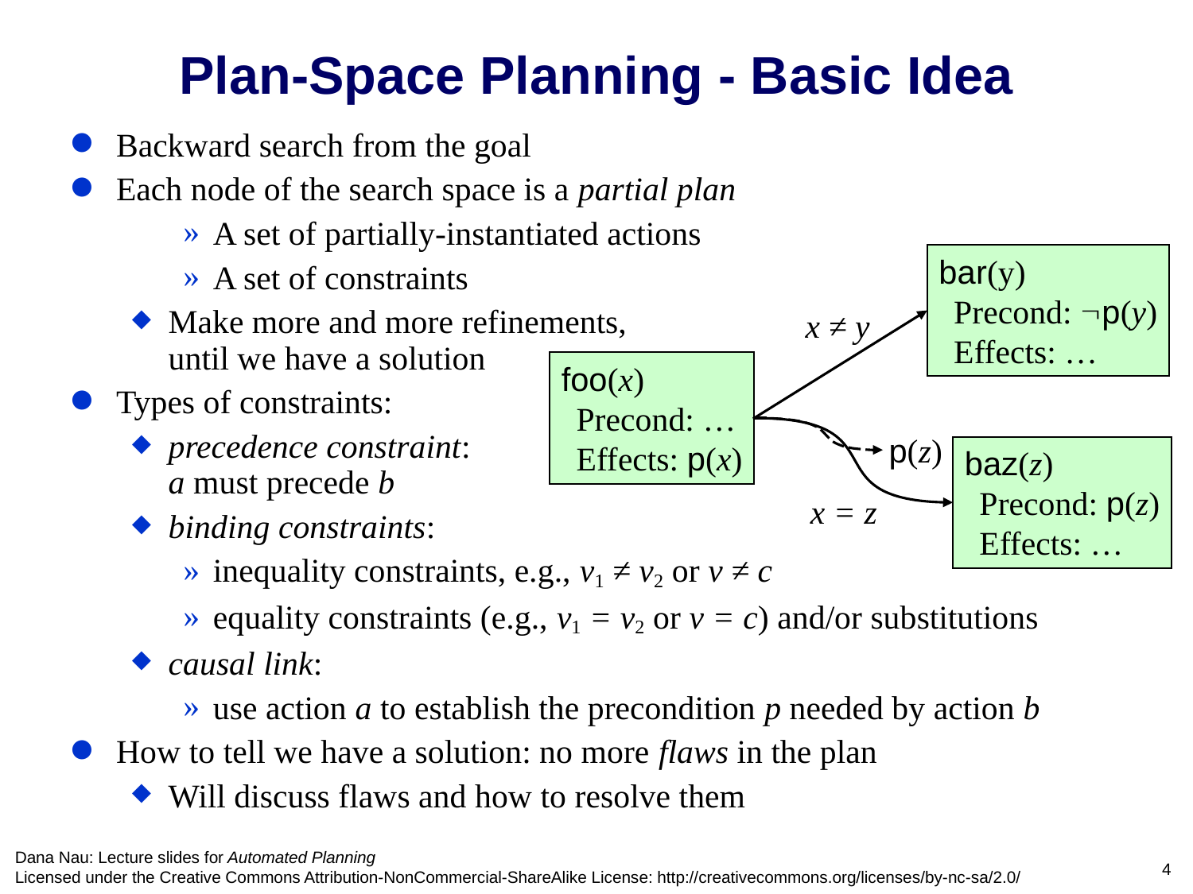# Plan-Space Planning - Basic Idea

- Backward search from the goal
- Each node of the search space is a *partial plan*
  - A set of partially-instantiated actions
  - A set of constraints
  - Make more and more refinements, until we have a solution
- Types of constraints:
  - *precedence constraint*: $a$ must precede $b$
  - *binding constraints*:
    - inequality constraints, e.g., $v_1 \neq v_2$ or $v \neq c$
    - equality constraints (e.g., $v_1 = v_2$ or $v = c$) and/or substitutions
  - *causal link*:
    - use action $a$ to establish the precondition $p$ needed by action $b$
- How to tell we have a solution: no more *flaws* in the plan
  - Will discuss flaws and how to resolve them

foo($x$)
Precond: …
Effects: p($x$)

bar($y$)
Precond: ¬p($y$)
Effects: …

baz($z$)
Precond: p($z$)
Effects: …

$x \neq y$

$x = z$

p($z$)

Dana Nau: Lecture slides for *Automated Planning*
Licensed under the Creative Commons Attribution-NonCommercial-ShareAlike License: http://creativecommons.org/licenses/by-nc-sa/2.0/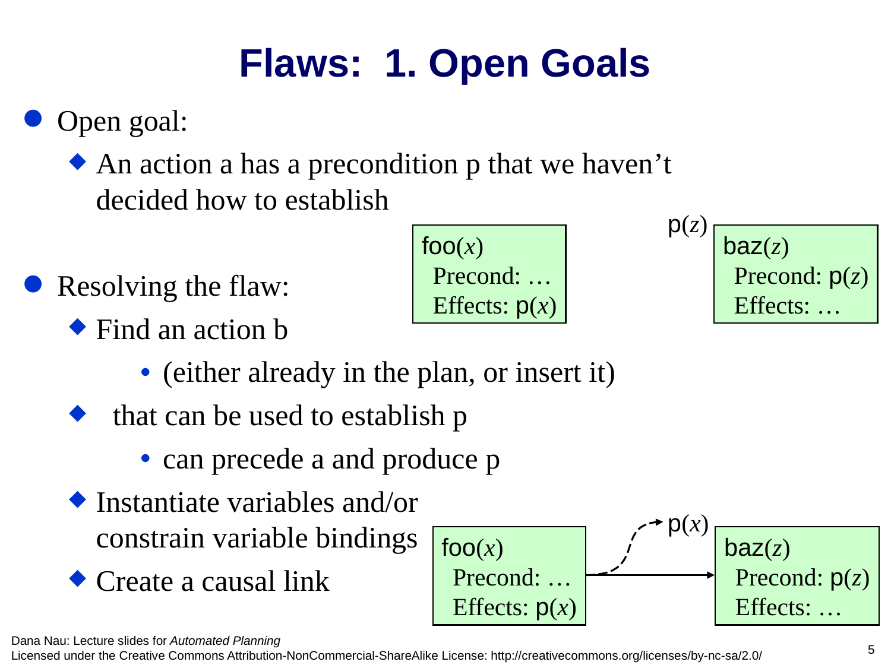# Flaws: 1. Open Goals

- Open goal:
  - An action a has a precondition p that we haven't decided how to establish

- Resolving the flaw:
  - Find an action b
    - (either already in the plan, or insert it)
  - that can be used to establish p
    - can precede a and produce p
  - Instantiate variables and/or constrain variable bindings
  - Create a causal link

foo($x$)
Precond: …
Effects: p($x$)

p($z$)
baz($z$)
Precond: p($z$)
Effects: …

foo($x$)
Precond: …
Effects: p($x$)

p($x$)
baz($z$)
Precond: p($z$)
Effects: …

Dana Nau: Lecture slides for *Automated Planning*
Licensed under the Creative Commons Attribution-NonCommercial-ShareAlike License: http://creativecommons.org/licenses/by-nc-sa/2.0/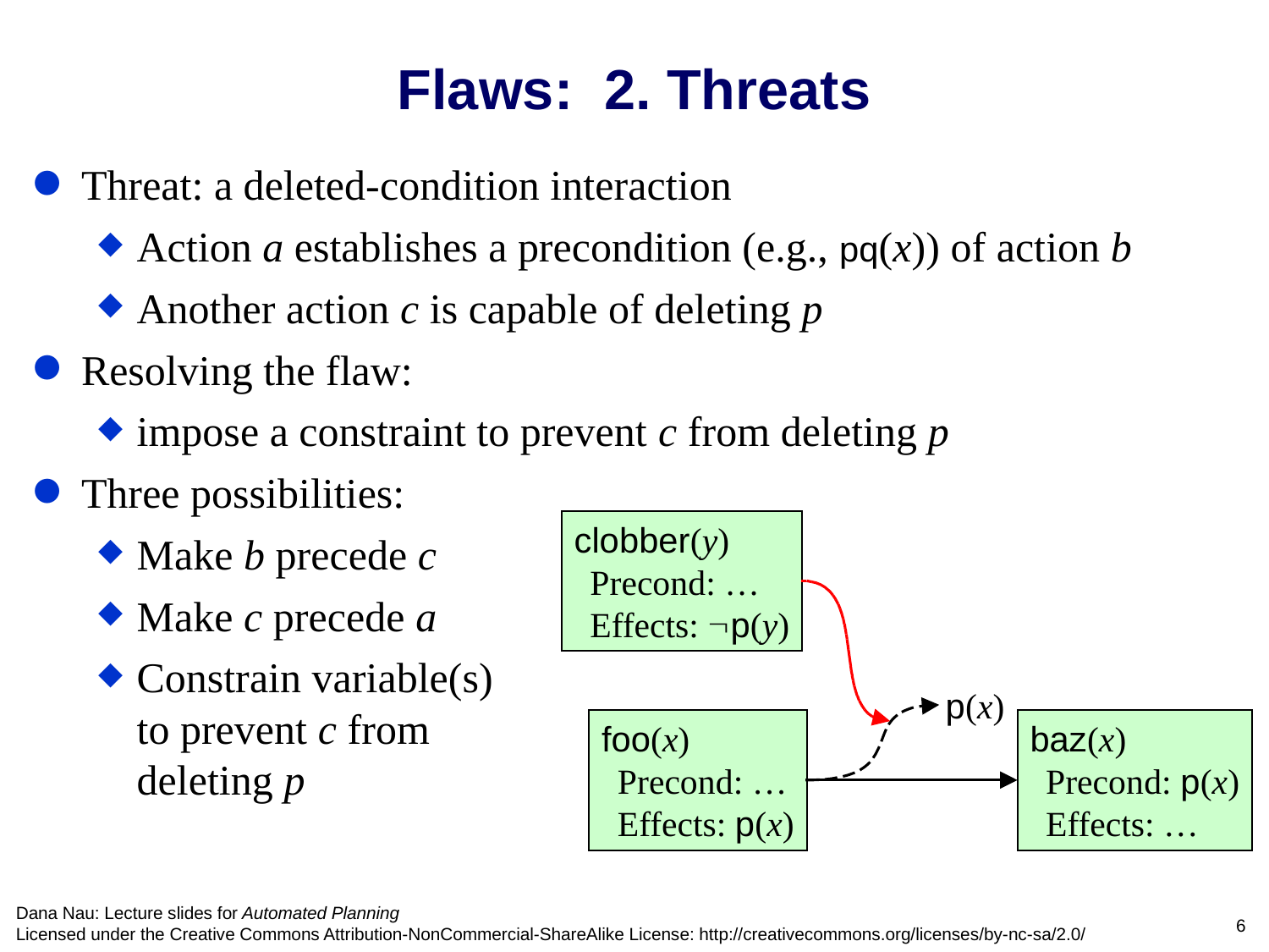# Flaws: 2. Threats

- Threat: a deleted-condition interaction
  - Action *a* establishes a precondition (e.g., pq($x$)) of action *b*
  - Another action *c* is capable of deleting *p*
- Resolving the flaw:
  - impose a constraint to prevent *c* from deleting *p*
- Three possibilities:
  - Make *b* precede *c*
  - Make *c* precede *a*
  - Constrain variable(s) to prevent *c* from deleting *p*

clobber($y$)
Precond: …
Effects: ¬p($y$)

foo($x$)
Precond: …
Effects: p($x$)

p($x$)

baz($x$)
Precond: p($x$)
Effects: …

Dana Nau: Lecture slides for *Automated Planning*
Licensed under the Creative Commons Attribution-NonCommercial-ShareAlike License: http://creativecommons.org/licenses/by-nc-sa/2.0/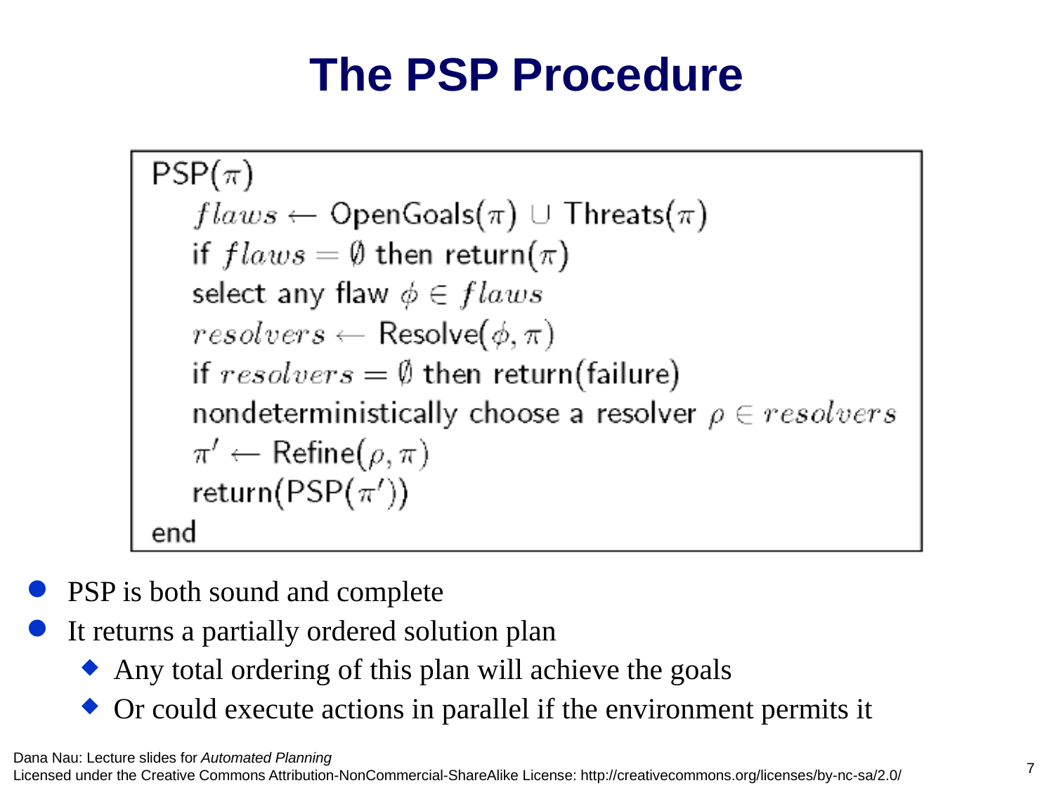# The PSP Procedure

```
PSP(π)
    flaws ← OpenGoals(π) ∪ Threats(π)
    if flaws = ∅ then return(π)
    select any flaw φ ∈ flaws
    resolvers ← Resolve(φ, π)
    if resolvers = ∅ then return(failure)
    nondeterministically choose a resolver ρ ∈ resolvers
    π' ← Refine(ρ, π)
    return(PSP(π'))
end
```

- PSP is both sound and complete
- It returns a partially ordered solution plan
  - Any total ordering of this plan will achieve the goals
  - Or could execute actions in parallel if the environment permits it

Dana Nau: Lecture slides for *Automated Planning*
Licensed under the Creative Commons Attribution-NonCommercial-ShareAlike License: http://creativecommons.org/licenses/by-nc-sa/2.0/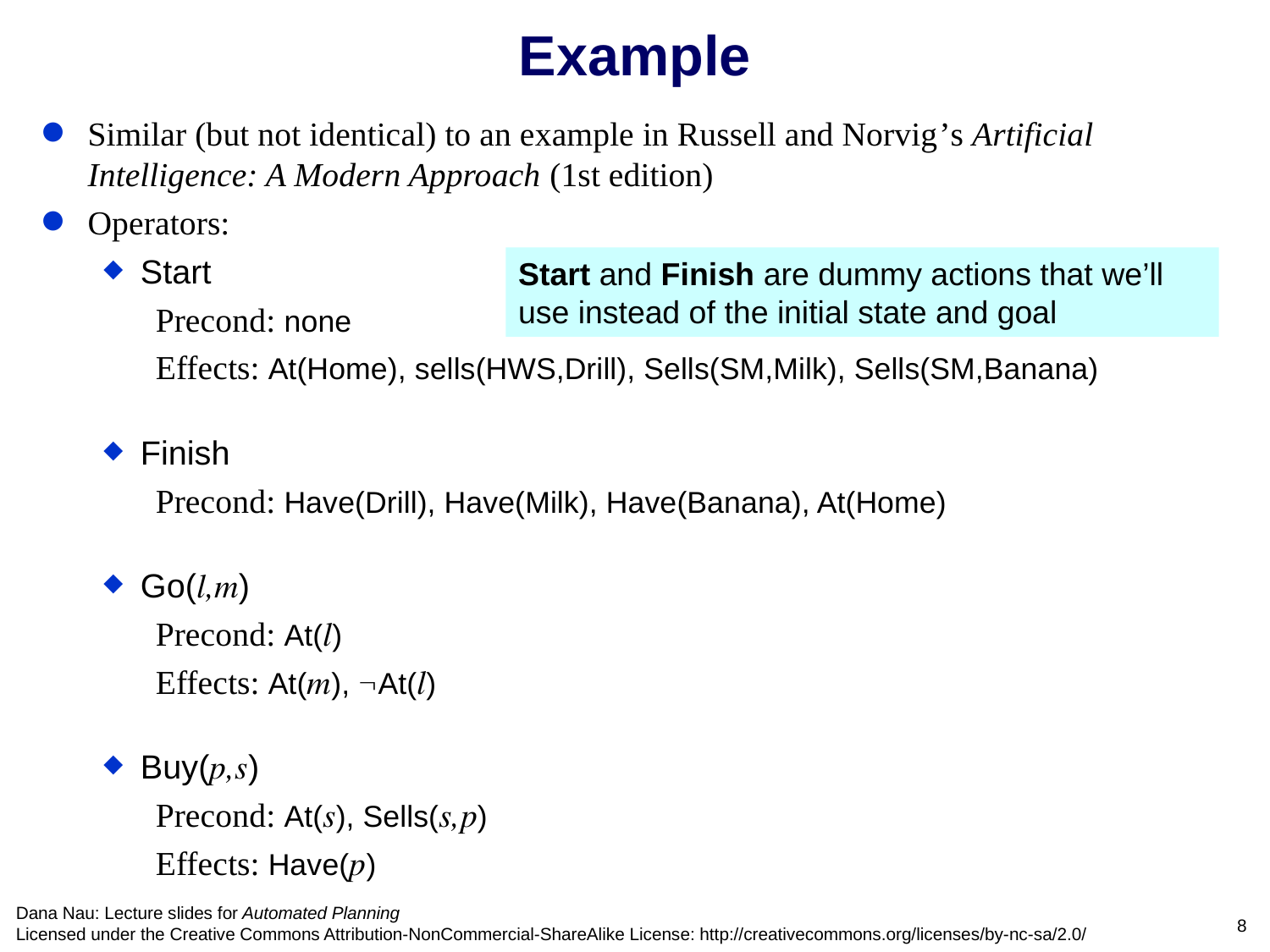# Example

- Similar (but not identical) to an example in Russell and Norvig's *Artificial Intelligence: A Modern Approach* (1st edition)
- Operators:
  - Start

    Precond: none

    Effects: At(Home), sells(HWS,Drill), Sells(SM,Milk), Sells(SM,Banana)

  - Finish

    Precond: Have(Drill), Have(Milk), Have(Banana), At(Home)

  - Go(*l*,*m*)

    Precond: At(*l*)

    Effects: At(*m*), ¬At(*l*)

  - Buy(*p*,*s*)

    Precond: At(*s*), Sells(*s*,*p*)

    Effects: Have(*p*)

**Start** and **Finish** are dummy actions that we'll use instead of the initial state and goal

Dana Nau: Lecture slides for *Automated Planning*
Licensed under the Creative Commons Attribution-NonCommercial-ShareAlike License: http://creativecommons.org/licenses/by-nc-sa/2.0/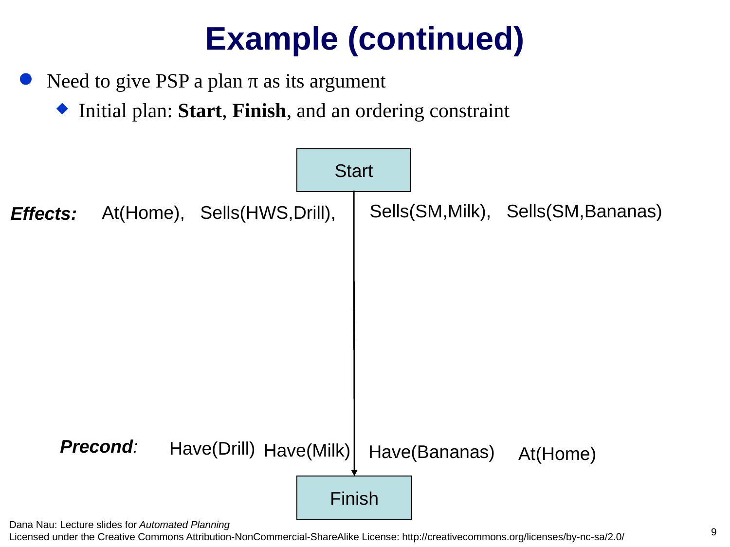# Example (continued)

- Need to give PSP a plan π as its argument
  - Initial plan: **Start**, **Finish**, and an ordering constraint

Start

***Effects:*** At(Home), Sells(HWS,Drill), Sells(SM,Milk), Sells(SM,Bananas)

***Precond:*** Have(Drill) Have(Milk) Have(Bananas) At(Home)

Finish

Dana Nau: Lecture slides for *Automated Planning*
Licensed under the Creative Commons Attribution-NonCommercial-ShareAlike License: http://creativecommons.org/licenses/by-nc-sa/2.0/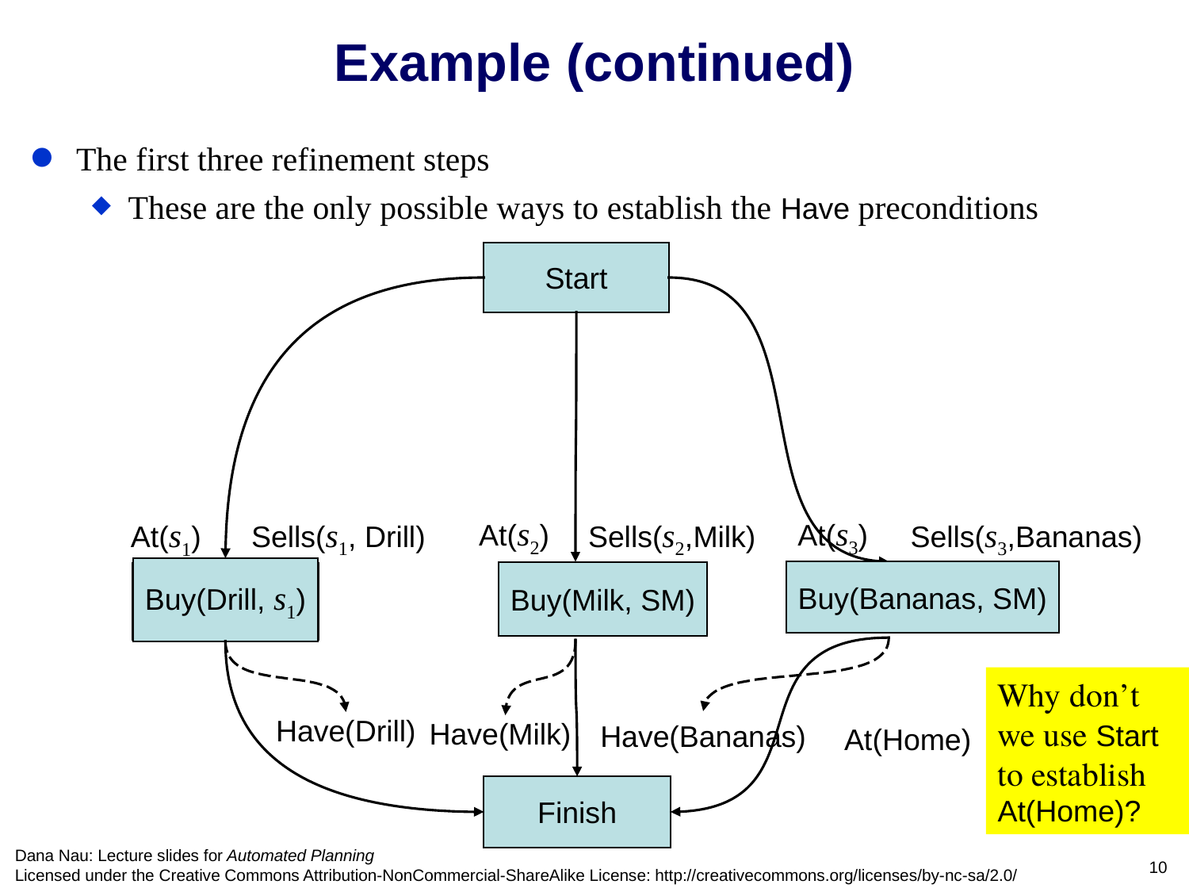# Example (continued)

- The first three refinement steps
  - These are the only possible ways to establish the Have preconditions

Start

At($s_1$) Sells($s_1$, Drill)

Buy(Drill, $s_1$)

At($s_2$) Sells($s_2$,Milk)

Buy(Milk, SM)

At($s_3$) Sells($s_3$,Bananas)

Buy(Bananas, SM)

Have(Drill) Have(Milk) Have(Bananas) At(Home)

Finish

Why don't we use Start to establish At(Home)?

Dana Nau: Lecture slides for *Automated Planning*
Licensed under the Creative Commons Attribution-NonCommercial-ShareAlike License: http://creativecommons.org/licenses/by-nc-sa/2.0/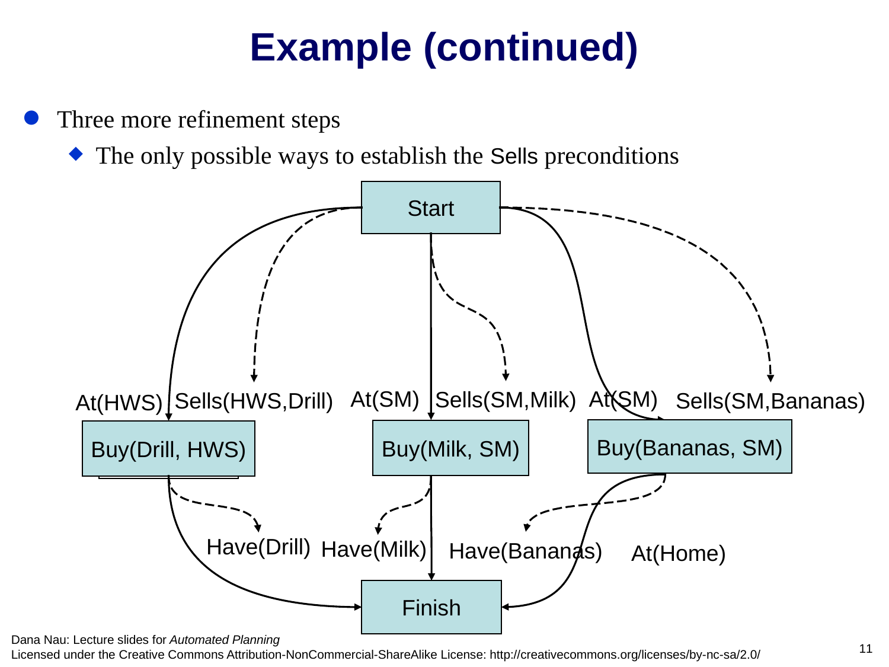# Example (continued)

- Three more refinement steps
  - The only possible ways to establish the Sells preconditions

Start

At(HWS) Sells(HWS,Drill) At(SM) Sells(SM,Milk) At(SM) Sells(SM,Bananas)

Buy(Drill, HWS) Buy(Milk, SM) Buy(Bananas, SM)

Have(Drill) Have(Milk) Have(Bananas) At(Home)

Finish

Dana Nau: Lecture slides for *Automated Planning*
Licensed under the Creative Commons Attribution-NonCommercial-ShareAlike License: http://creativecommons.org/licenses/by-nc-sa/2.0/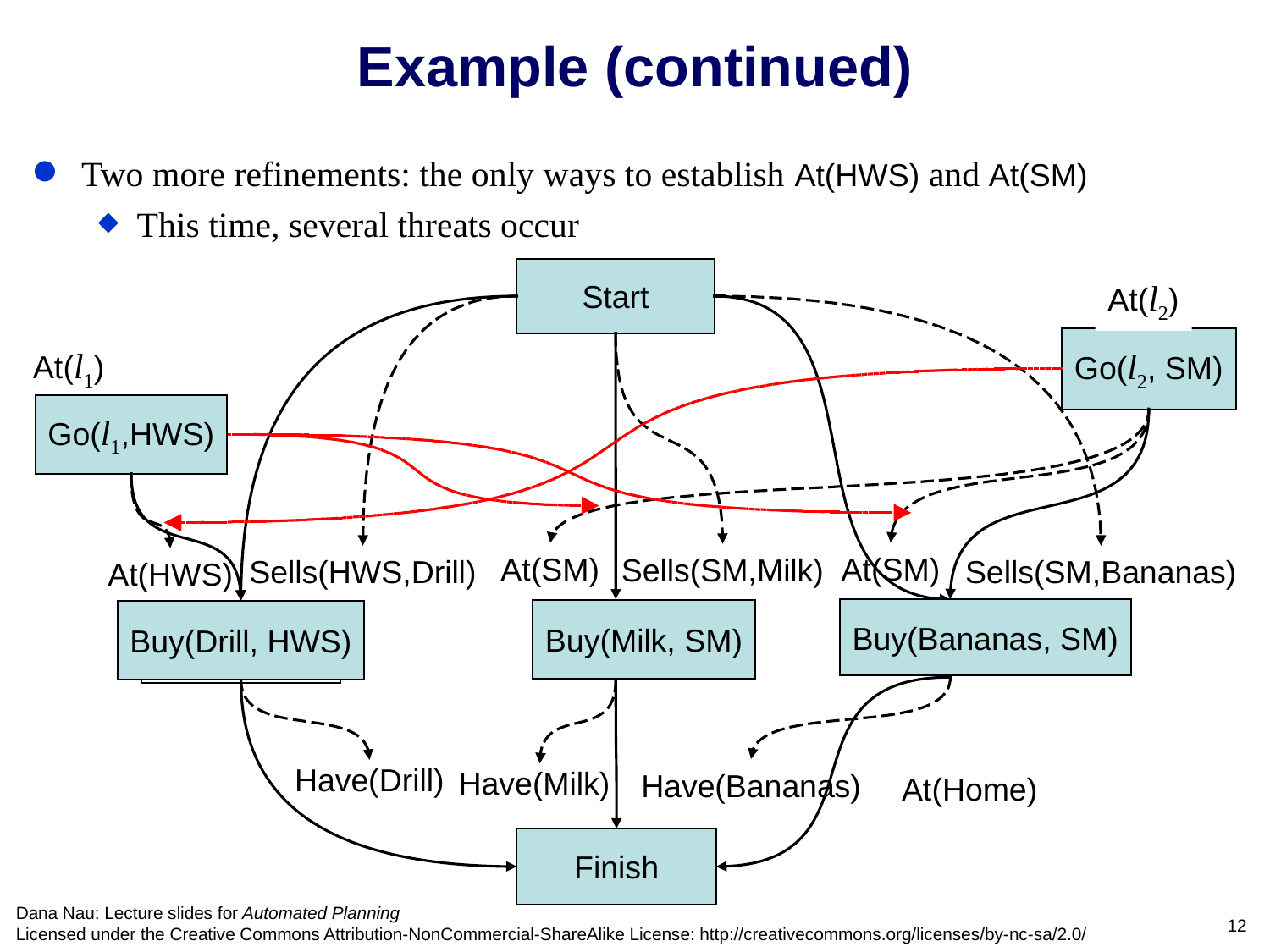# Example (continued)

- Two more refinements: the only ways to establish At(HWS) and At(SM)
  - This time, several threats occur

Start

At($l_1$)

Go($l_1$,HWS)

At($l_2$)

Go($l_2$, SM)

At(HWS) Sells(HWS,Drill) At(SM) Sells(SM,Milk) At(SM) Sells(SM,Bananas)

Buy(Drill, HWS)

Buy(Milk, SM)

Buy(Bananas, SM)

Have(Drill) Have(Milk) Have(Bananas) At(Home)

Finish

Dana Nau: Lecture slides for *Automated Planning*
Licensed under the Creative Commons Attribution-NonCommercial-ShareAlike License: http://creativecommons.org/licenses/by-nc-sa/2.0/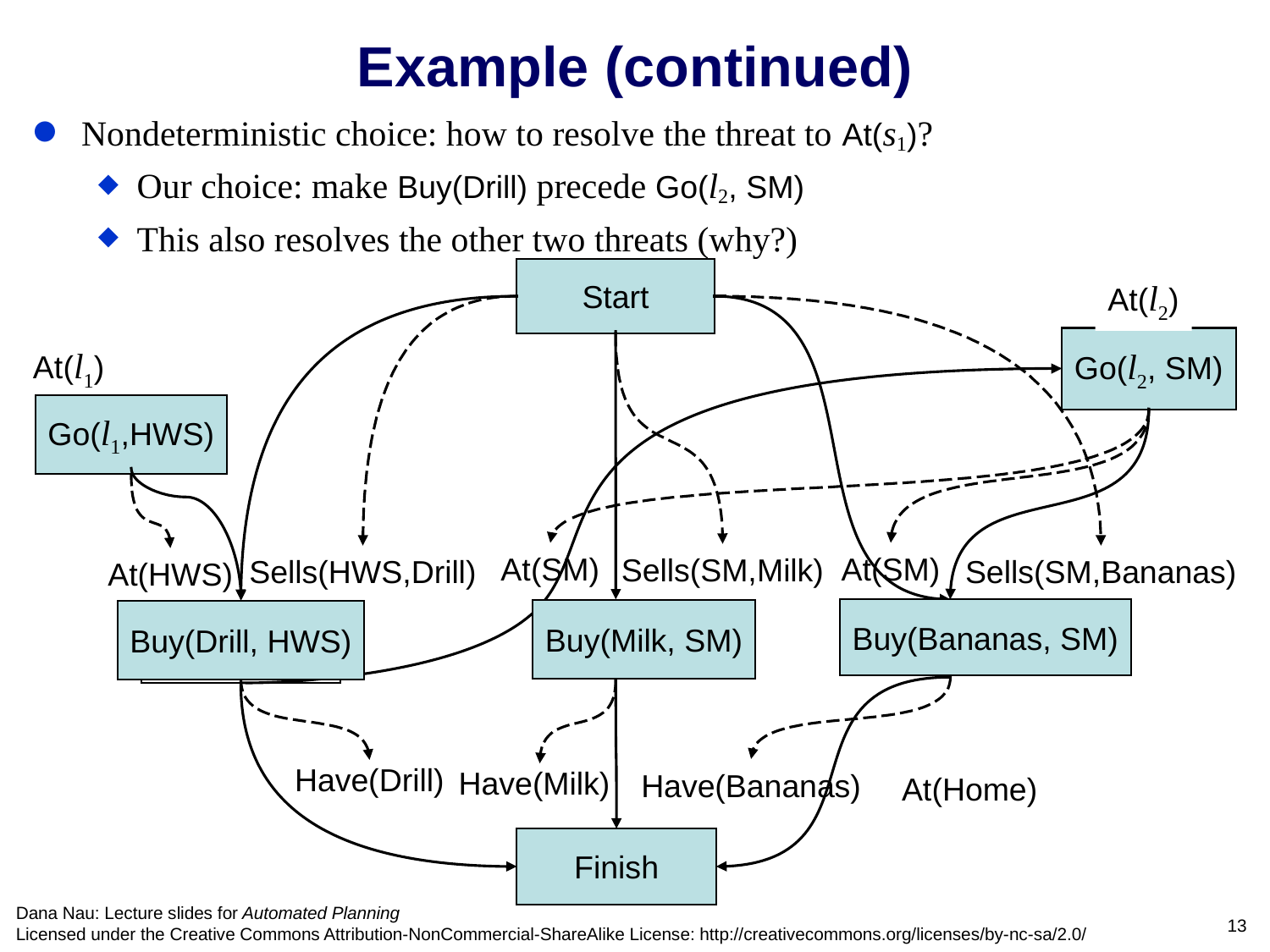# Example (continued)

- Nondeterministic choice: how to resolve the threat to At($s_1$)?
  - Our choice: make Buy(Drill) precede Go($l_2$, SM)
  - This also resolves the other two threats (why?)

Start

At($l_1$)

Go($l_1$,HWS)

At($l_2$)

Go($l_2$, SM)

At(HWS) Sells(HWS,Drill) At(SM) Sells(SM,Milk) At(SM) Sells(SM,Bananas)

Buy(Drill, HWS) Buy(Milk, SM) Buy(Bananas, SM)

Have(Drill) Have(Milk) Have(Bananas) At(Home)

Finish

Dana Nau: Lecture slides for *Automated Planning*
Licensed under the Creative Commons Attribution-NonCommercial-ShareAlike License: http://creativecommons.org/licenses/by-nc-sa/2.0/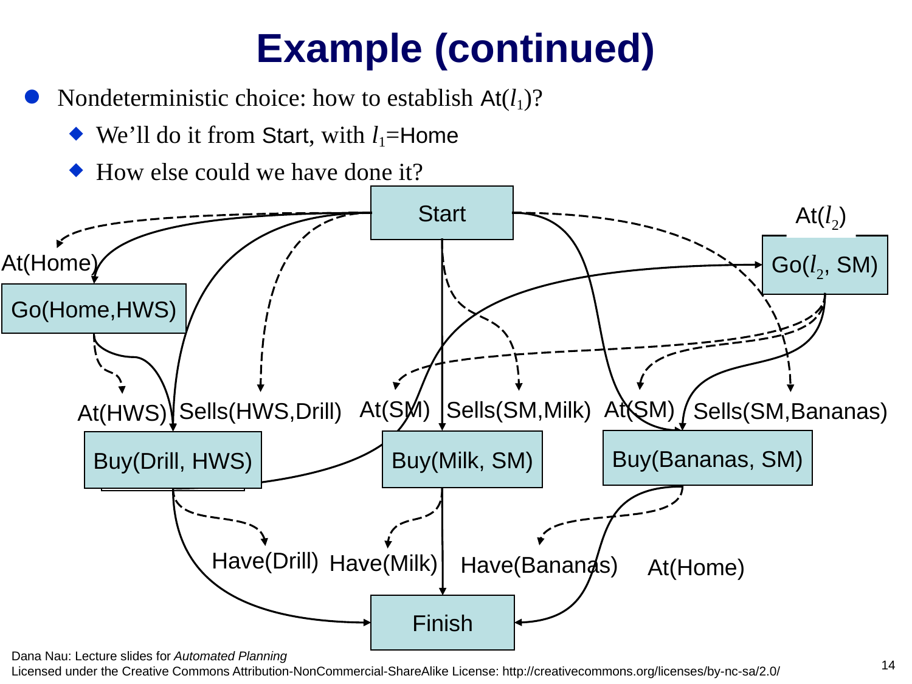# Example (continued)

- Nondeterministic choice: how to establish At($l_1$)?
  - We'll do it from Start, with $l_1$=Home
  - How else could we have done it?

Start

At(Home)

Go(Home,HWS)

At($l_2$)

Go($l_2$, SM)

At(HWS) Sells(HWS,Drill) At(SM) Sells(SM,Milk) At(SM) Sells(SM,Bananas)

Buy(Drill, HWS) Buy(Milk, SM) Buy(Bananas, SM)

Have(Drill) Have(Milk) Have(Bananas) At(Home)

Finish

Dana Nau: Lecture slides for *Automated Planning*
Licensed under the Creative Commons Attribution-NonCommercial-ShareAlike License: http://creativecommons.org/licenses/by-nc-sa/2.0/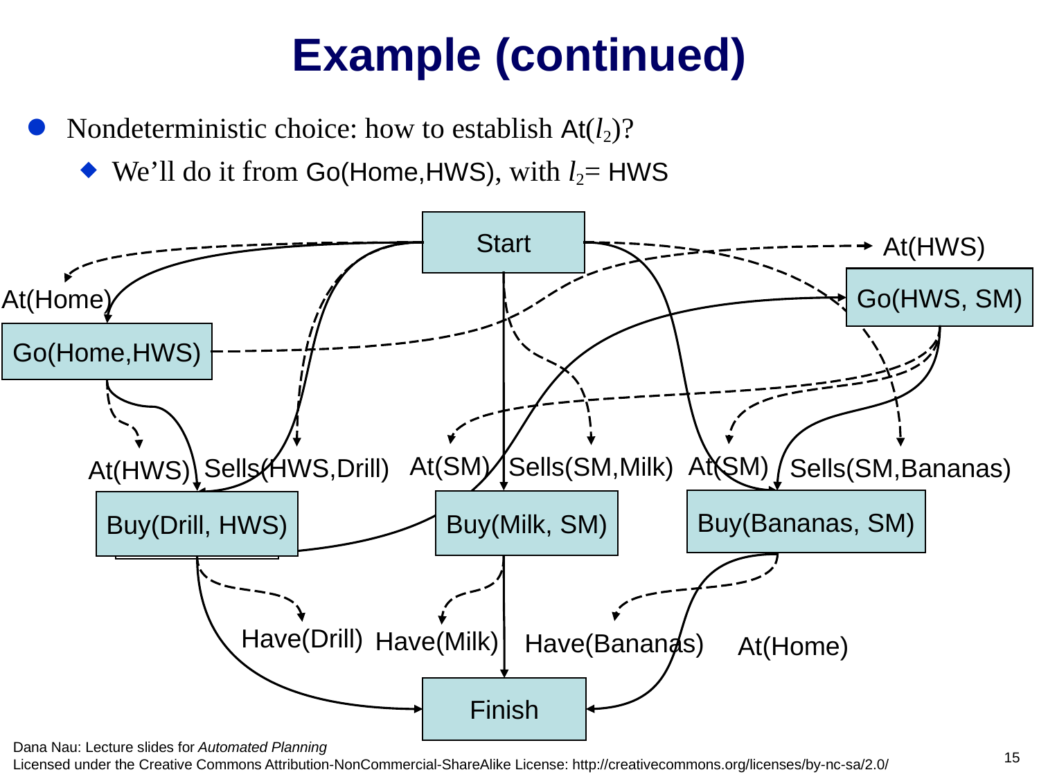# Example (continued)

- Nondeterministic choice: how to establish At($l_2$)?
  - We'll do it from Go(Home,HWS), with $l_2$= HWS

Start

At(Home)

Go(Home,HWS)

At(HWS)

Go(HWS, SM)

At(HWS) Sells(HWS,Drill) At(SM) Sells(SM,Milk) At(SM) Sells(SM,Bananas)

Buy(Drill, HWS) Buy(Milk, SM) Buy(Bananas, SM)

Have(Drill) Have(Milk) Have(Bananas) At(Home)

Finish

Dana Nau: Lecture slides for *Automated Planning*
Licensed under the Creative Commons Attribution-NonCommercial-ShareAlike License: http://creativecommons.org/licenses/by-nc-sa/2.0/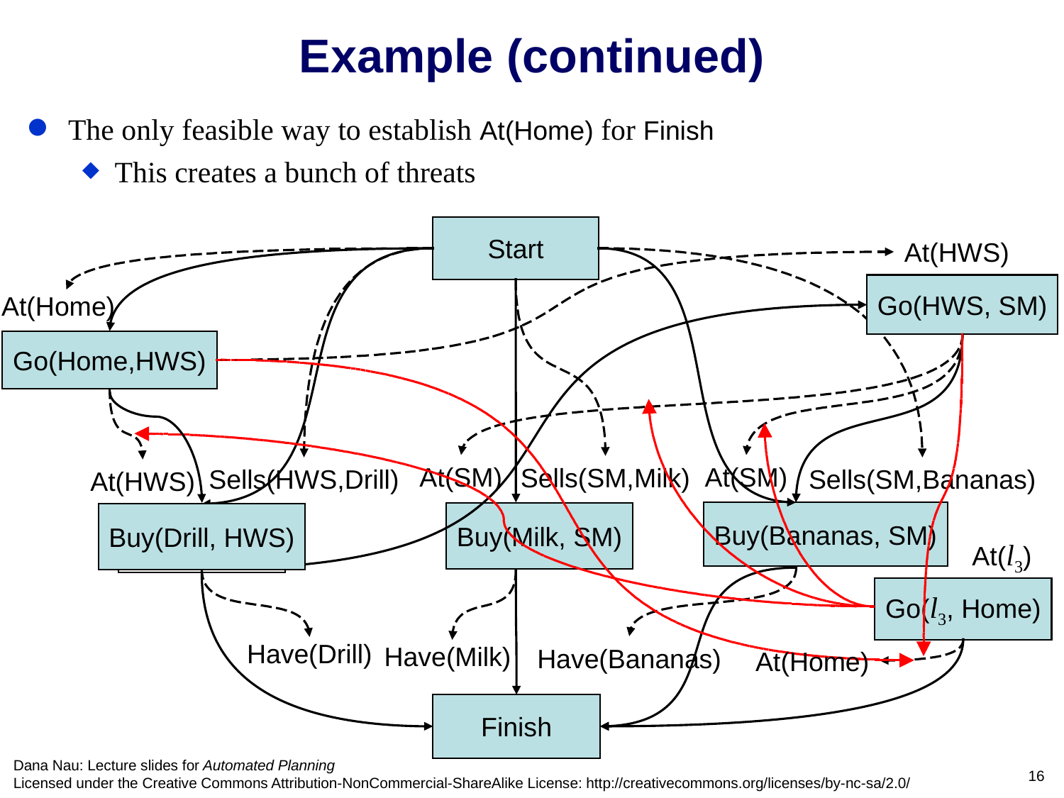# Example (continued)

- The only feasible way to establish At(Home) for Finish
  - This creates a bunch of threats

Start

At(Home) At(HWS)

Go(Home,HWS) Go(HWS, SM)

At(HWS) Sells(HWS,Drill) At(SM) Sells(SM,Milk) At(SM) Sells(SM,Bananas)

Buy(Drill, HWS) Buy(Milk, SM) Buy(Bananas, SM)

At($l_3$)

Go($l_3$, Home)

Have(Drill) Have(Milk) Have(Bananas) At(Home)

Finish

Dana Nau: Lecture slides for *Automated Planning*
Licensed under the Creative Commons Attribution-NonCommercial-ShareAlike License: http://creativecommons.org/licenses/by-nc-sa/2.0/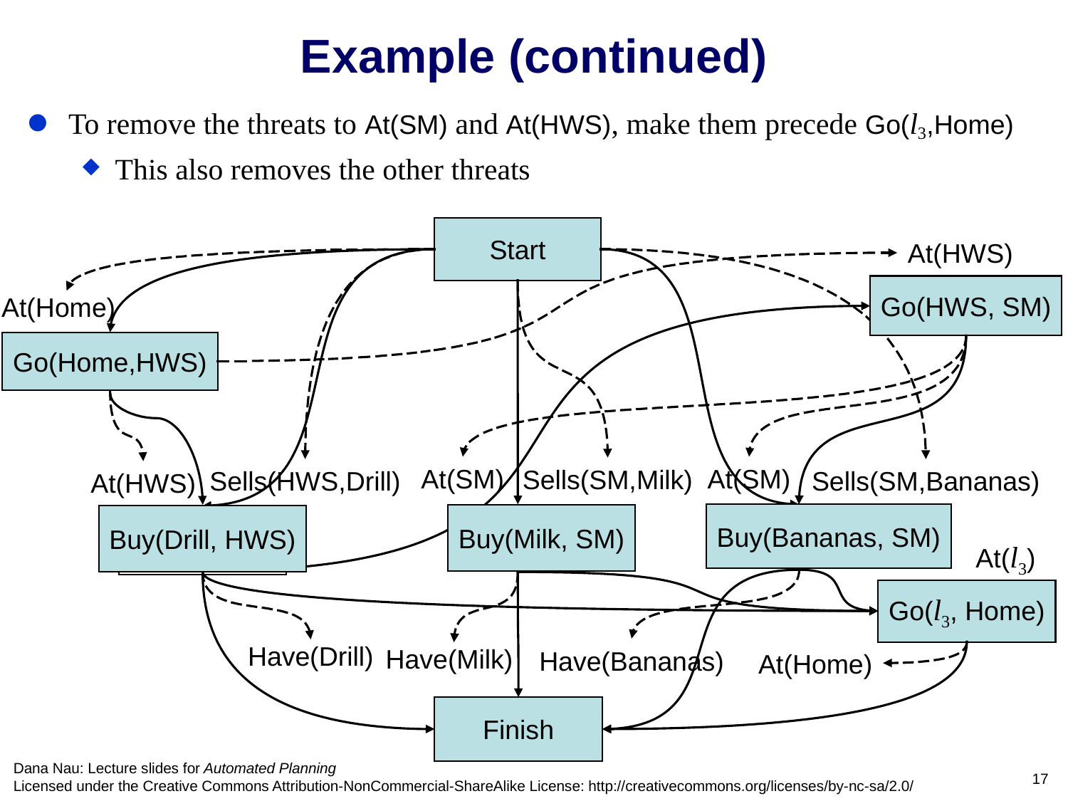# Example (continued)

- To remove the threats to At(SM) and At(HWS), make them precede Go($l_3$,Home)
  - This also removes the other threats

Start

At(Home)

Go(Home,HWS)

At(HWS)

Go(HWS, SM)

At(HWS) Sells(HWS,Drill) At(SM) Sells(SM,Milk) At(SM) Sells(SM,Bananas)

Buy(Drill, HWS)

Buy(Milk, SM)

Buy(Bananas, SM)

At($l_3$)

Go($l_3$, Home)

Have(Drill) Have(Milk) Have(Bananas) At(Home)

Finish

Dana Nau: Lecture slides for *Automated Planning*
Licensed under the Creative Commons Attribution-NonCommercial-ShareAlike License: http://creativecommons.org/licenses/by-nc-sa/2.0/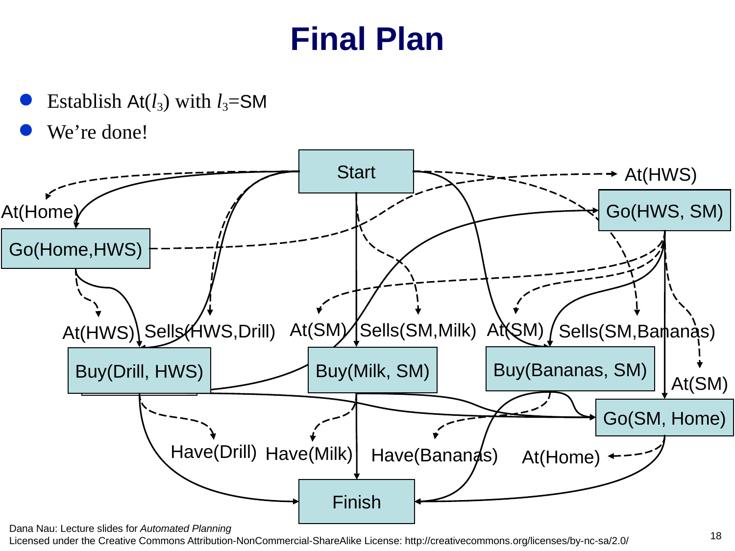# Final Plan

- Establish At($l_3$) with $l_3$=SM
- We're done!

Start

At(Home) At(HWS)

Go(Home,HWS) Go(HWS, SM)

At(HWS) Sells(HWS,Drill) At(SM) Sells(SM,Milk) At(SM) Sells(SM,Bananas)

Buy(Drill, HWS) Buy(Milk, SM) Buy(Bananas, SM) At(SM)

Go(SM, Home)

Have(Drill) Have(Milk) Have(Bananas) At(Home)

Finish

Dana Nau: Lecture slides for *Automated Planning*
Licensed under the Creative Commons Attribution-NonCommercial-ShareAlike License: http://creativecommons.org/licenses/by-nc-sa/2.0/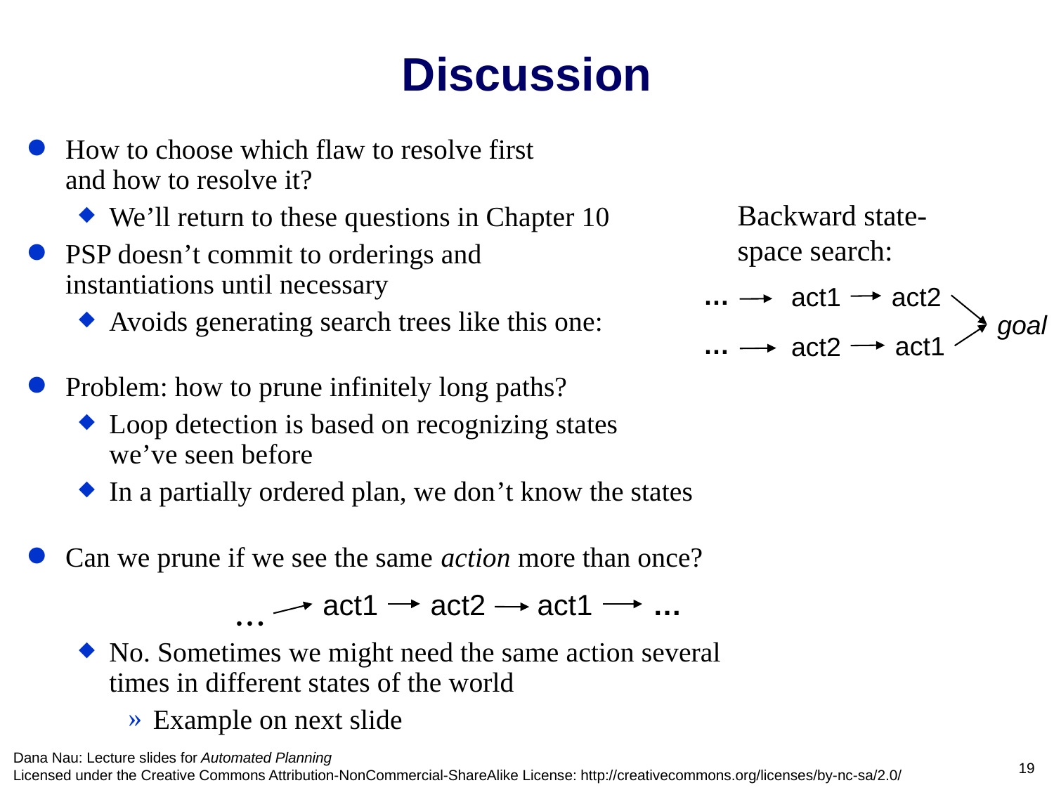# Discussion

- How to choose which flaw to resolve first and how to resolve it?
  - We'll return to these questions in Chapter 10
- PSP doesn't commit to orderings and instantiations until necessary
  - Avoids generating search trees like this one:

Backward state-space search:

```
… → act1 → act2 ↘
                   goal
… → act2 → act1 ↗
```

- Problem: how to prune infinitely long paths?
  - Loop detection is based on recognizing states we've seen before
  - In a partially ordered plan, we don't know the states
- Can we prune if we see the same *action* more than once?

```
… → act1 → act2 → act1 → …
```

  - No. Sometimes we might need the same action several times in different states of the world
    - » Example on next slide

Dana Nau: Lecture slides for *Automated Planning*
Licensed under the Creative Commons Attribution-NonCommercial-ShareAlike License: http://creativecommons.org/licenses/by-nc-sa/2.0/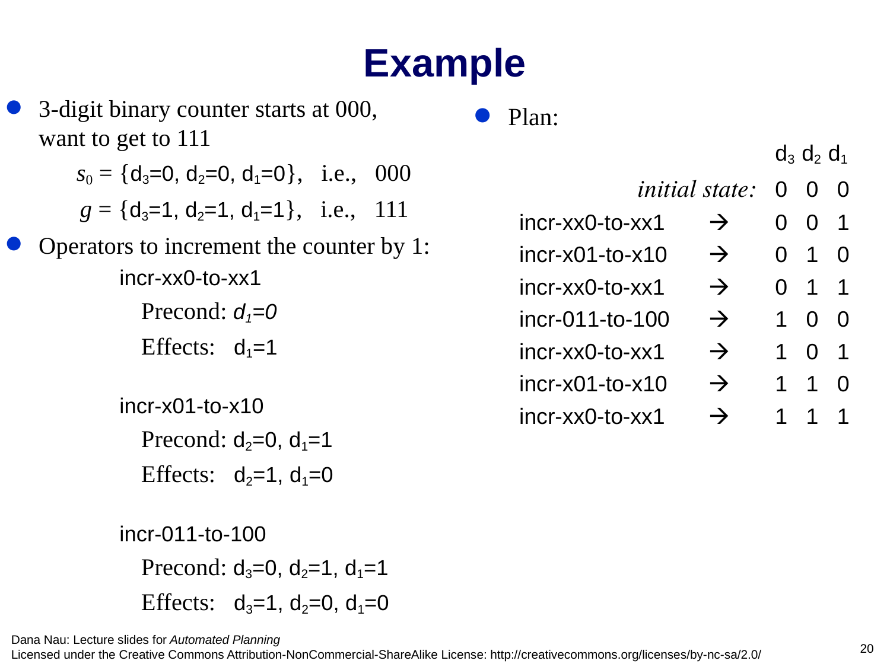# Example

- 3-digit binary counter starts at 000, want to get to 111

  $s_0$ = {$d_3$=0, $d_2$=0, $d_1$=0}, i.e., 000

  $g$ = {$d_3$=1, $d_2$=1, $d_1$=1}, i.e., 111

- Operators to increment the counter by 1:

  incr-xx0-to-xx1

  Precond: *$d_1$=0*

  Effects: $d_1$=1

  incr-x01-to-x10

  Precond: $d_2$=0, $d_1$=1

  Effects: $d_2$=1, $d_1$=0

  incr-011-to-100

  Precond: $d_3$=0, $d_2$=1, $d_1$=1

  Effects: $d_3$=1, $d_2$=0, $d_1$=0

- Plan:

| | | $d_3$ | $d_2$ | $d_1$ |
|---|---|---|---|---|
| *initial state:* | | 0 | 0 | 0 |
| incr-xx0-to-xx1 | → | 0 | 0 | 1 |
| incr-x01-to-x10 | → | 0 | 1 | 0 |
| incr-xx0-to-xx1 | → | 0 | 1 | 1 |
| incr-011-to-100 | → | 1 | 0 | 0 |
| incr-xx0-to-xx1 | → | 1 | 0 | 1 |
| incr-x01-to-x10 | → | 1 | 1 | 0 |
| incr-xx0-to-xx1 | → | 1 | 1 | 1 |

Dana Nau: Lecture slides for *Automated Planning*
Licensed under the Creative Commons Attribution-NonCommercial-ShareAlike License: http://creativecommons.org/licenses/by-nc-sa/2.0/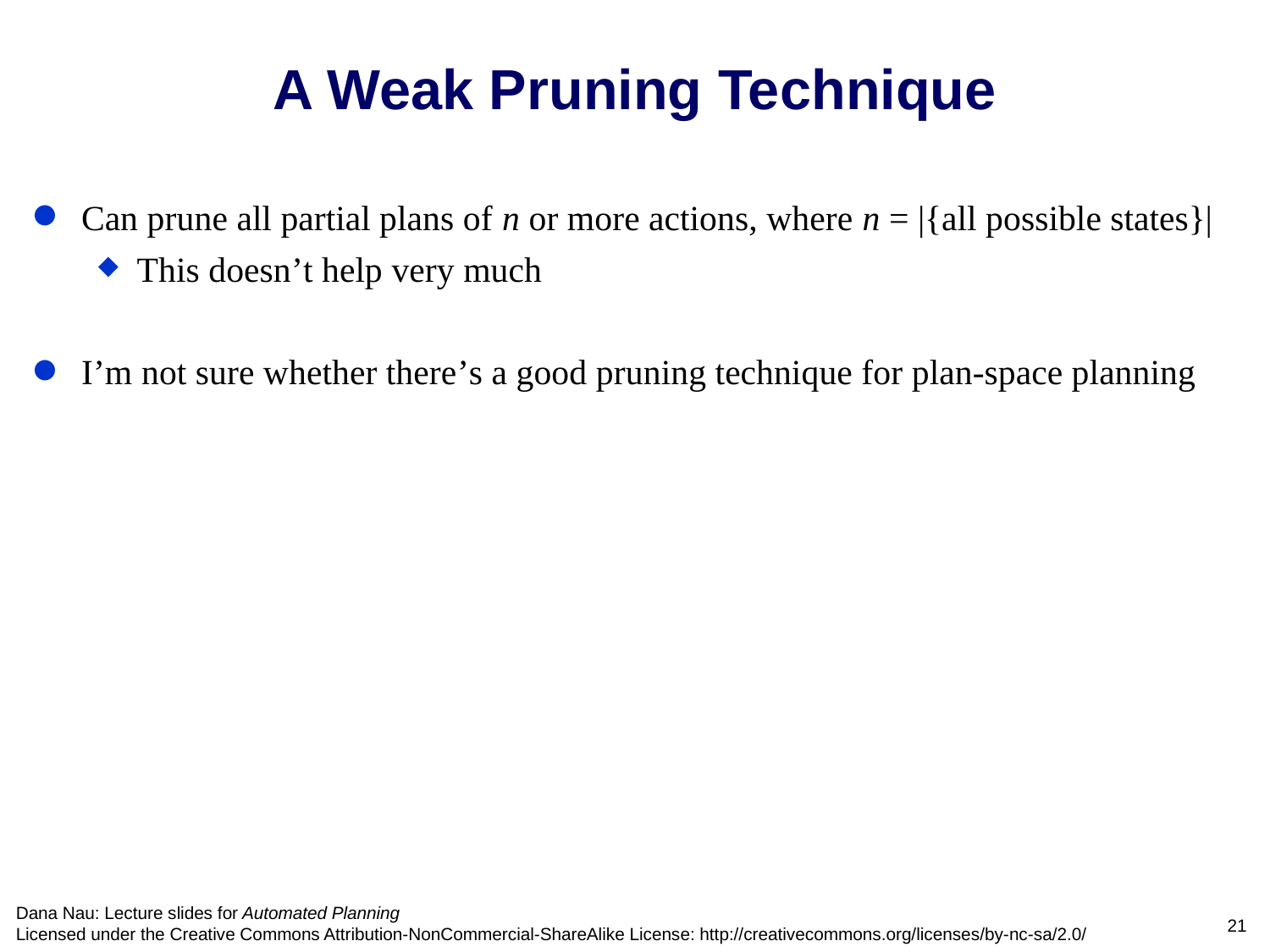# A Weak Pruning Technique

- Can prune all partial plans of $n$ or more actions, where $n = |\{\text{all possible states}\}|$
  - This doesn't help very much

- I'm not sure whether there's a good pruning technique for plan-space planning

Dana Nau: Lecture slides for *Automated Planning*
Licensed under the Creative Commons Attribution-NonCommercial-ShareAlike License: http://creativecommons.org/licenses/by-nc-sa/2.0/